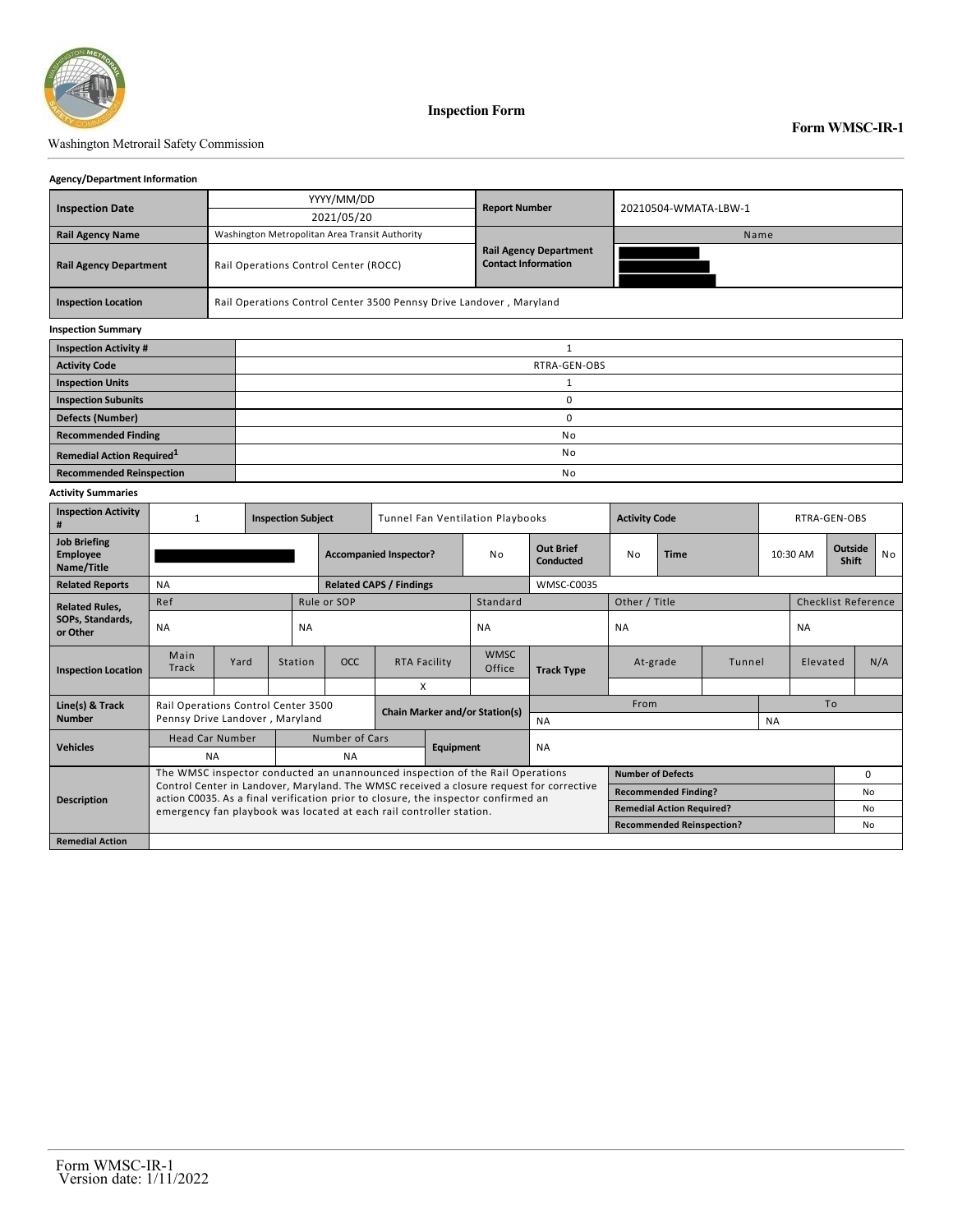Washington Metrorail Safety Commission

# Inspection Form

**Form WMSC-IR-1**

**Agency/Department Information**

| | | | |
|---|---|---|---|
| **Inspection Date** | YYYY/MM/DD<br>2021/05/20 | **Report Number** | 20210504-WMATA-LBW-1 |
| **Rail Agency Name** | Washington Metropolitan Area Transit Authority | | Name |
| **Rail Agency Department** | Rail Operations Control Center (ROCC) | **Rail Agency Department Contact Information** | |
| **Inspection Location** | Rail Operations Control Center 3500 Pennsy Drive Landover , Maryland | | |

**Inspection Summary**

| | |
|---|---|
| **Inspection Activity #** | 1 |
| **Activity Code** | RTRA-GEN-OBS |
| **Inspection Units** | 1 |
| **Inspection Subunits** | 0 |
| **Defects (Number)** | 0 |
| **Recommended Finding** | No |
| **Remedial Action Required**[1] | No |
| **Recommended Reinspection** | No |

**Activity Summaries**

| | | | | | | | | | | | |
|---|---|---|---|---|---|---|---|---|---|---|---|
| **Inspection Activity #** | 1 | **Inspection Subject** | Tunnel Fan Ventilation Playbooks | | | **Activity Code** | RTRA-GEN-OBS | | | | |
| **Job Briefing Employee Name/Title** | | **Accompanied Inspector?** | No | **Out Brief Conducted** | No | **Time** | 10:30 AM | **Outside Shift** | No | | |
| **Related Reports** | NA | **Related CAPS / Findings** | WMSC-C0035 | | | | | | | | |
| **Related Rules, SOPs, Standards, or Other** | Ref | Rule or SOP | Standard | Other / Title | Checklist Reference | | | | | | |
| | NA | NA | NA | NA | NA | | | | | | |
| **Inspection Location** | Main Track | Yard | Station | OCC | RTA Facility | WMSC Office | **Track Type** | At-grade | Tunnel | Elevated | N/A |
| | | | | | X | | | | | | |
| **Line(s) & Track Number** | Rail Operations Control Center 3500 Pennsy Drive Landover , Maryland | | **Chain Marker and/or Station(s)** | From | | To | | | | | |
| | | | | NA | | NA | | | | | |
| **Vehicles** | Head Car Number | Number of Cars | **Equipment** | NA | | | | | | | |
| | NA | NA | | | | | | | | | |
| **Description** | The WMSC inspector conducted an unannounced inspection of the Rail Operations Control Center in Landover, Maryland. The WMSC received a closure request for corrective action C0035. As a final verification prior to closure, the inspector confirmed an emergency fan playbook was located at each rail controller station. | | | **Number of Defects** | 0 | | | | | | |
| | | | | **Recommended Finding?** | No | | | | | | |
| | | | | **Remedial Action Required?** | No | | | | | | |
| | | | | **Recommended Reinspection?** | No | | | | | | |
| **Remedial Action** | | | | | | | | | | | |

Form WMSC-IR-1
Version date: 1/11/2022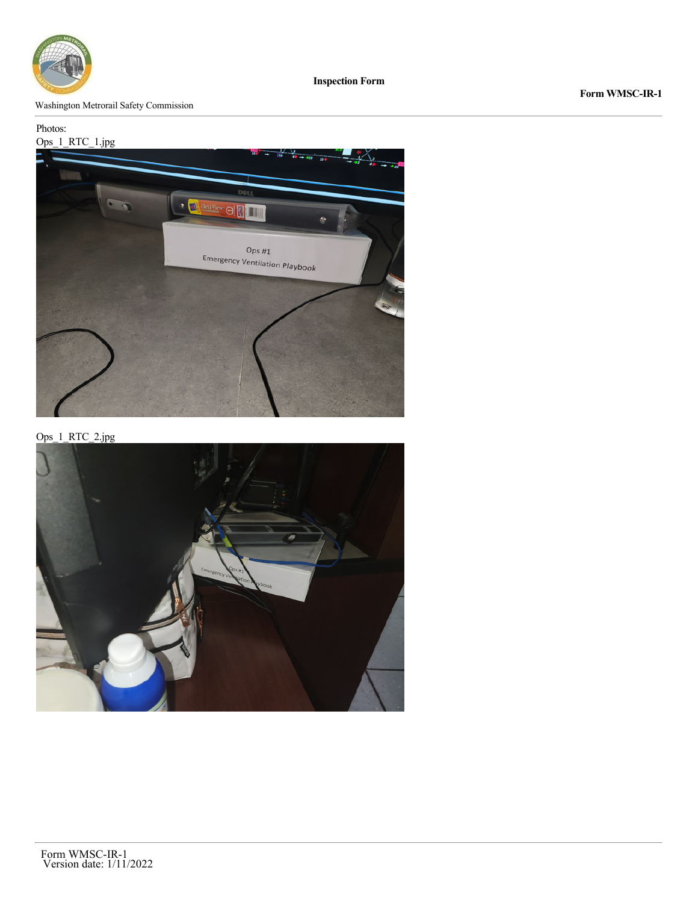Washington Metrorail Safety Commission

**Inspection Form**

**Form WMSC-IR-1**

Photos:

Ops_1_RTC_1.jpg

Ops_1_RTC_2.jpg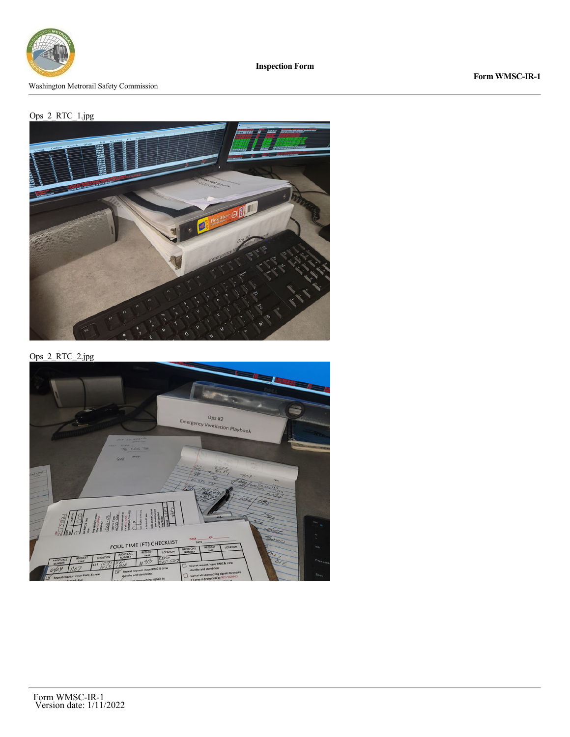Ops_2_RTC_1.jpg

Ops_2_RTC_2.jpg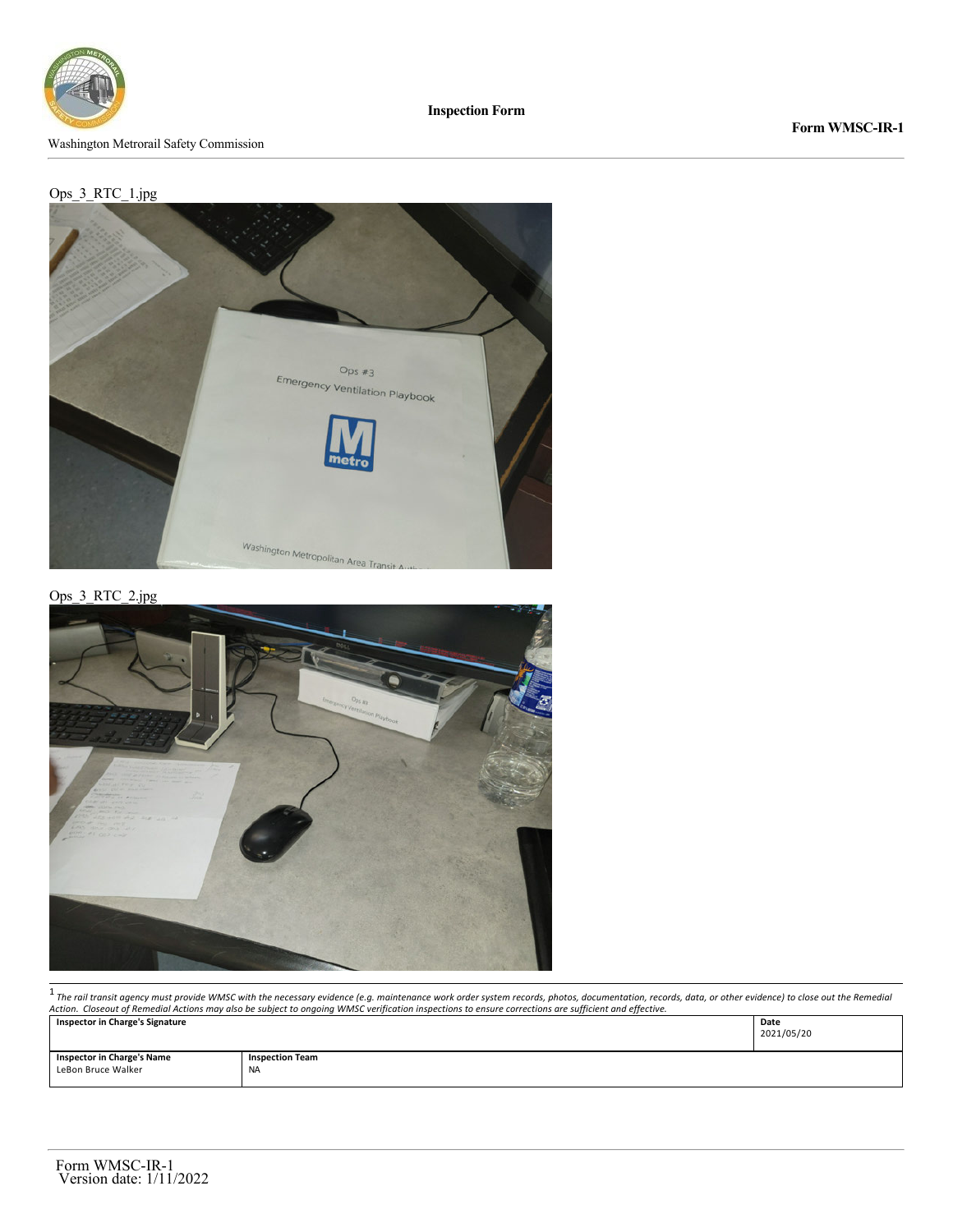Ops_3_RTC_1.jpg

Ops_3_RTC_2.jpg

[1] *The rail transit agency must provide WMSC with the necessary evidence (e.g. maintenance work order system records, photos, documentation, records, data, or other evidence) to close out the Remedial Action. Closeout of Remedial Actions may also be subject to ongoing WMSC verification inspections to ensure corrections are sufficient and effective.*

| | | |
|---|---|---|
| **Inspector in Charge's Signature** | | **Date** 2021/05/20 |
| **Inspector in Charge's Name** LeBon Bruce Walker | **Inspection Team** NA | |